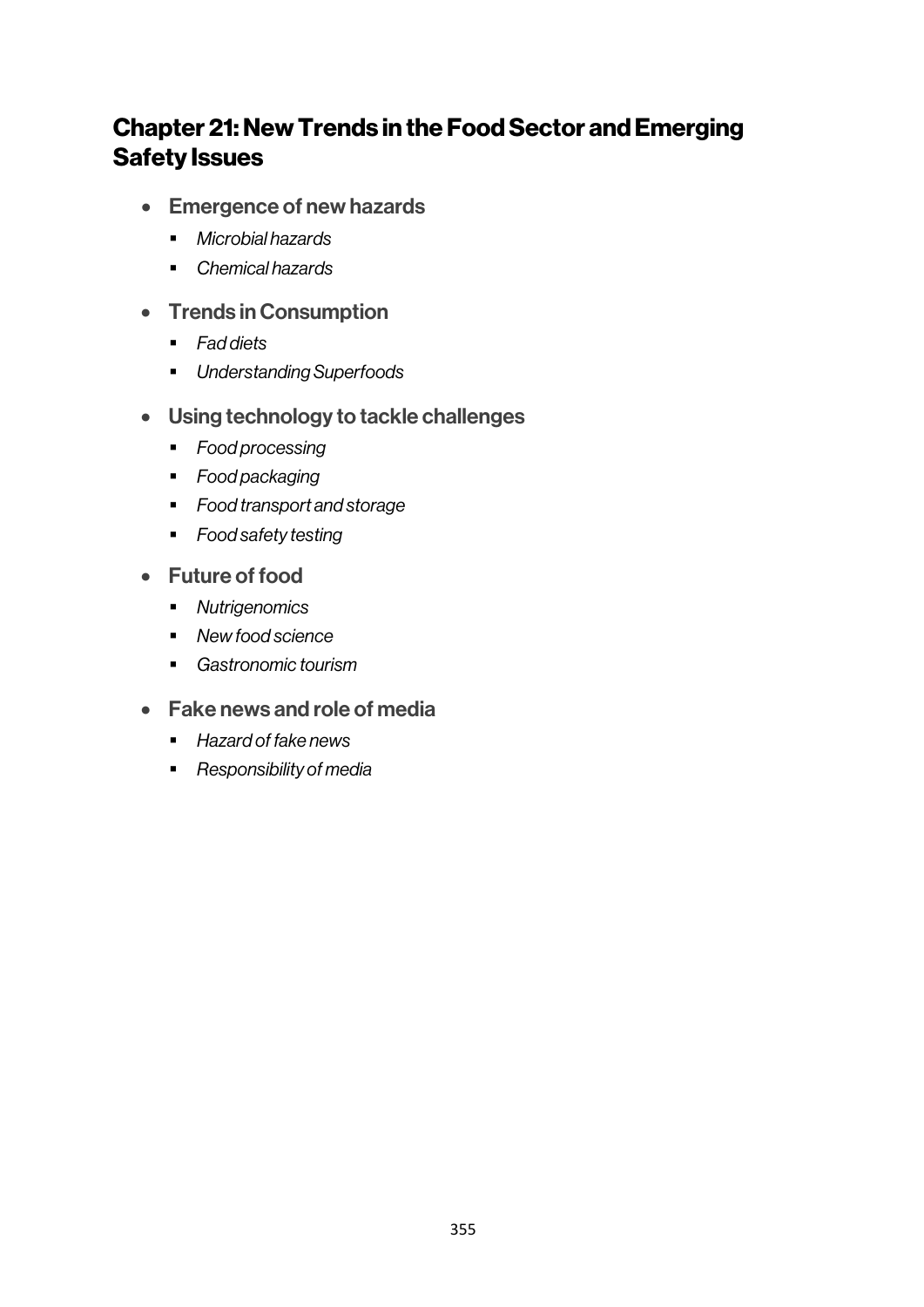# Chapter 21: New Trends in the Food Sector and Emerging Safety Issues

- **Emergence of new hazards**
  - *Microbial hazards*
  - *Chemical hazards*
- **Trends in Consumption**
  - *Fad diets*
  - *Understanding Superfoods*
- **Using technology to tackle challenges**
  - *Food processing*
  - *Food packaging*
  - *Food transport and storage*
  - *Food safety testing*
- **Future of food**
  - *Nutrigenomics*
  - *New food science*
  - *Gastronomic tourism*
- **Fake news and role of media**
  - *Hazard of fake news*
  - *Responsibility of media*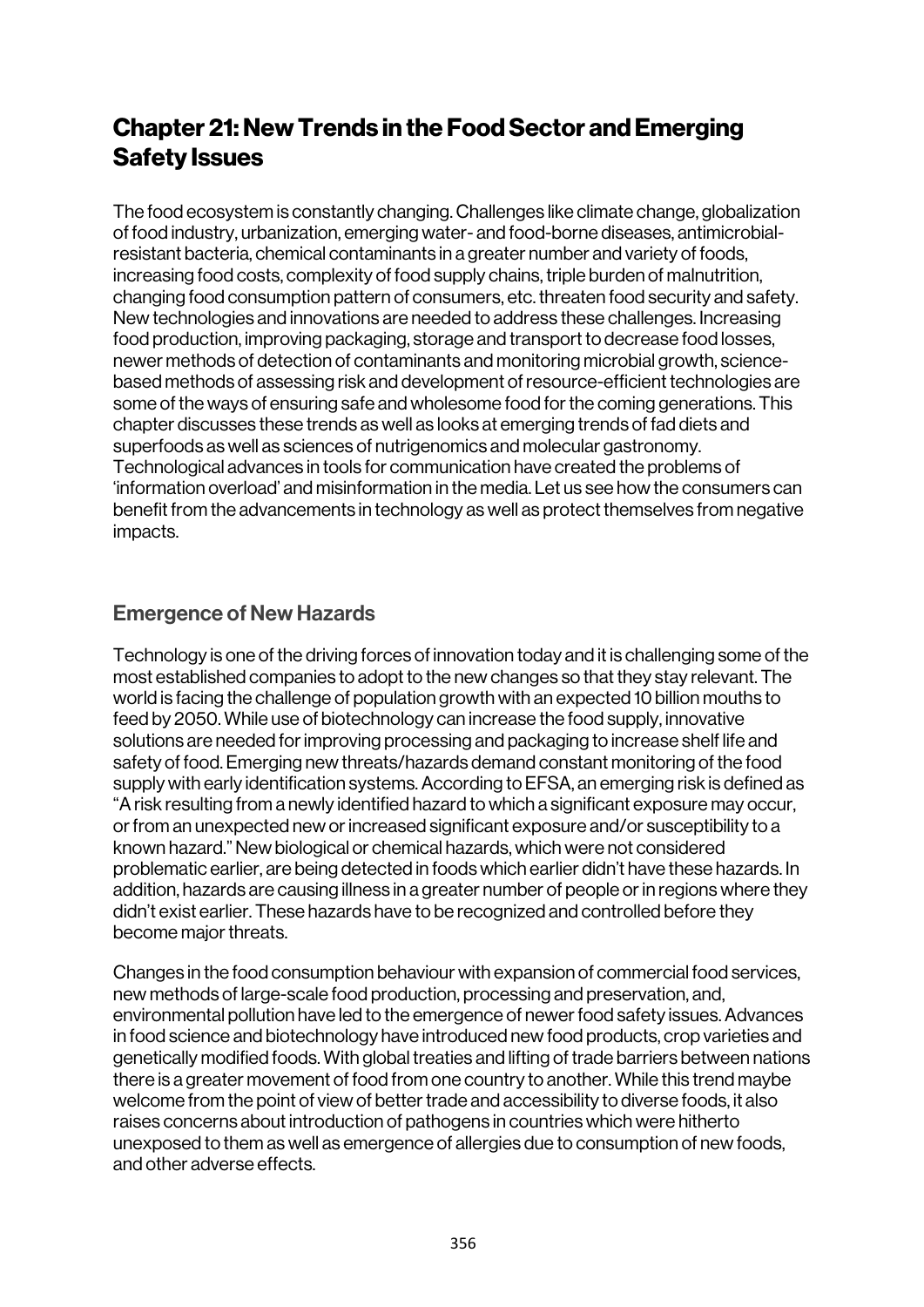# Chapter 21: New Trends in the Food Sector and Emerging Safety Issues

The food ecosystem is constantly changing. Challenges like climate change, globalization of food industry, urbanization, emerging water- and food-borne diseases, antimicrobial-resistant bacteria, chemical contaminants in a greater number and variety of foods, increasing food costs, complexity of food supply chains, triple burden of malnutrition, changing food consumption pattern of consumers, etc. threaten food security and safety. New technologies and innovations are needed to address these challenges. Increasing food production, improving packaging, storage and transport to decrease food losses, newer methods of detection of contaminants and monitoring microbial growth, science-based methods of assessing risk and development of resource-efficient technologies are some of the ways of ensuring safe and wholesome food for the coming generations. This chapter discusses these trends as well as looks at emerging trends of fad diets and superfoods as well as sciences of nutrigenomics and molecular gastronomy. Technological advances in tools for communication have created the problems of 'information overload' and misinformation in the media. Let us see how the consumers can benefit from the advancements in technology as well as protect themselves from negative impacts.

## Emergence of New Hazards

Technology is one of the driving forces of innovation today and it is challenging some of the most established companies to adopt to the new changes so that they stay relevant. The world is facing the challenge of population growth with an expected 10 billion mouths to feed by 2050. While use of biotechnology can increase the food supply, innovative solutions are needed for improving processing and packaging to increase shelf life and safety of food. Emerging new threats/hazards demand constant monitoring of the food supply with early identification systems. According to EFSA, an emerging risk is defined as "A risk resulting from a newly identified hazard to which a significant exposure may occur, or from an unexpected new or increased significant exposure and/or susceptibility to a known hazard." New biological or chemical hazards, which were not considered problematic earlier, are being detected in foods which earlier didn't have these hazards. In addition, hazards are causing illness in a greater number of people or in regions where they didn't exist earlier. These hazards have to be recognized and controlled before they become major threats.

Changes in the food consumption behaviour with expansion of commercial food services, new methods of large-scale food production, processing and preservation, and, environmental pollution have led to the emergence of newer food safety issues. Advances in food science and biotechnology have introduced new food products, crop varieties and genetically modified foods. With global treaties and lifting of trade barriers between nations there is a greater movement of food from one country to another. While this trend maybe welcome from the point of view of better trade and accessibility to diverse foods, it also raises concerns about introduction of pathogens in countries which were hitherto unexposed to them as well as emergence of allergies due to consumption of new foods, and other adverse effects.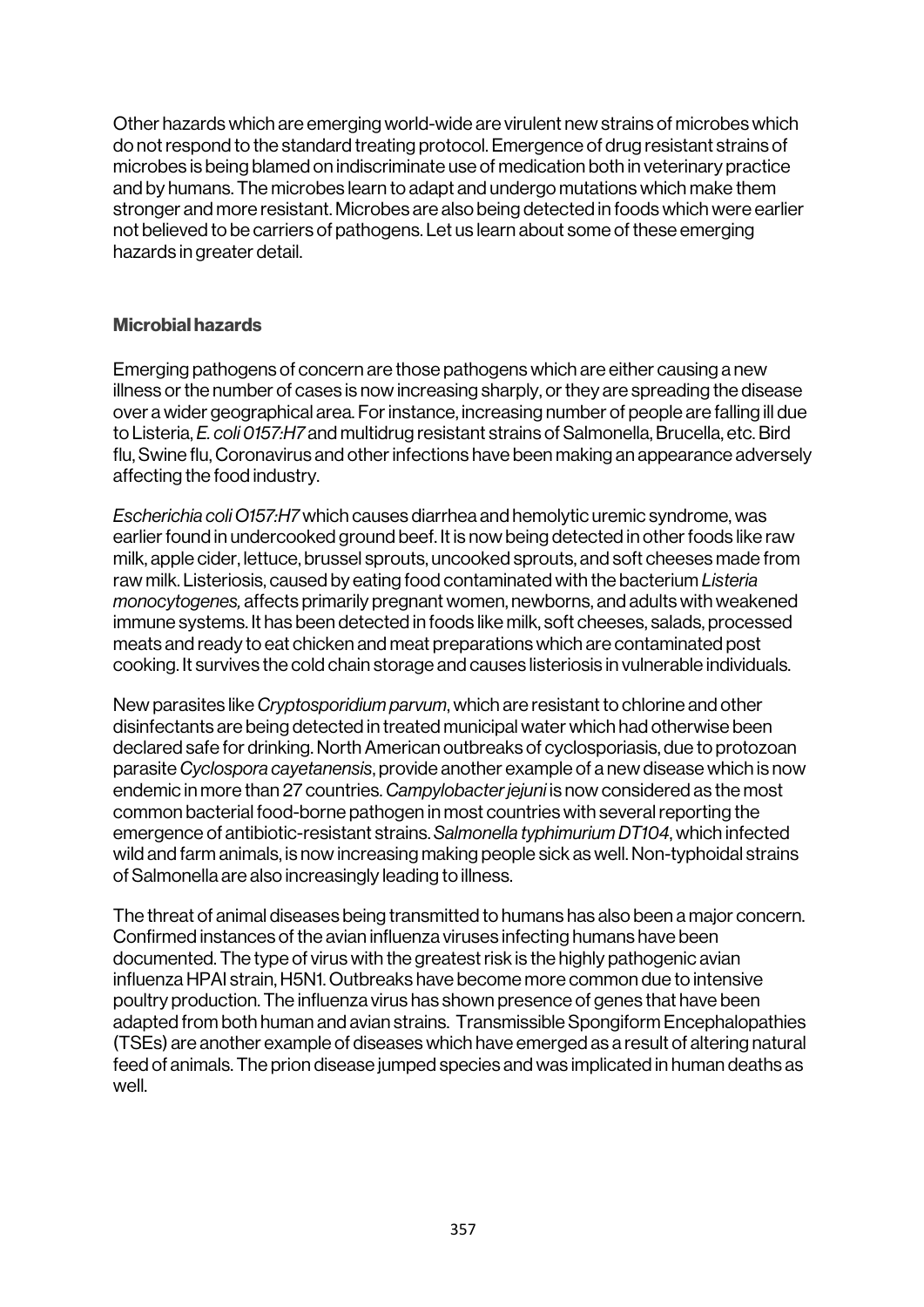Other hazards which are emerging world-wide are virulent new strains of microbes which do not respond to the standard treating protocol. Emergence of drug resistant strains of microbes is being blamed on indiscriminate use of medication both in veterinary practice and by humans. The microbes learn to adapt and undergo mutations which make them stronger and more resistant. Microbes are also being detected in foods which were earlier not believed to be carriers of pathogens. Let us learn about some of these emerging hazards in greater detail.

### Microbial hazards

Emerging pathogens of concern are those pathogens which are either causing a new illness or the number of cases is now increasing sharply, or they are spreading the disease over a wider geographical area. For instance, increasing number of people are falling ill due to Listeria, *E. coli 0157:H7* and multidrug resistant strains of Salmonella, Brucella, etc. Bird flu, Swine flu, Coronavirus and other infections have been making an appearance adversely affecting the food industry.

*Escherichia coli O157:H7* which causes diarrhea and hemolytic uremic syndrome, was earlier found in undercooked ground beef. It is now being detected in other foods like raw milk, apple cider, lettuce, brussel sprouts, uncooked sprouts, and soft cheeses made from raw milk. Listeriosis, caused by eating food contaminated with the bacterium *Listeria monocytogenes,* affects primarily pregnant women, newborns, and adults with weakened immune systems. It has been detected in foods like milk, soft cheeses, salads, processed meats and ready to eat chicken and meat preparations which are contaminated post cooking. It survives the cold chain storage and causes listeriosis in vulnerable individuals.

New parasites like *Cryptosporidium parvum*, which are resistant to chlorine and other disinfectants are being detected in treated municipal water which had otherwise been declared safe for drinking. North American outbreaks of cyclosporiasis, due to protozoan parasite *Cyclospora cayetanensis*, provide another example of a new disease which is now endemic in more than 27 countries. *Campylobacter jejuni* is now considered as the most common bacterial food-borne pathogen in most countries with several reporting the emergence of antibiotic-resistant strains. *Salmonella typhimurium DT104*, which infected wild and farm animals, is now increasing making people sick as well. Non-typhoidal strains of Salmonella are also increasingly leading to illness.

The threat of animal diseases being transmitted to humans has also been a major concern. Confirmed instances of the avian influenza viruses infecting humans have been documented. The type of virus with the greatest risk is the highly pathogenic avian influenza HPAI strain, H5N1. Outbreaks have become more common due to intensive poultry production. The influenza virus has shown presence of genes that have been adapted from both human and avian strains. Transmissible Spongiform Encephalopathies (TSEs) are another example of diseases which have emerged as a result of altering natural feed of animals. The prion disease jumped species and was implicated in human deaths as well.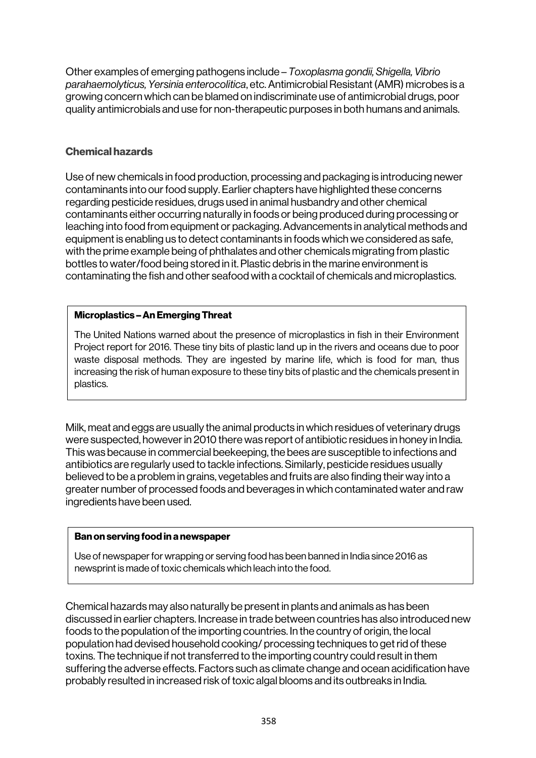Other examples of emerging pathogens include – *Toxoplasma gondii, Shigella, Vibrio parahaemolyticus, Yersinia enterocolitica*, etc. Antimicrobial Resistant (AMR) microbes is a growing concern which can be blamed on indiscriminate use of antimicrobial drugs, poor quality antimicrobials and use for non-therapeutic purposes in both humans and animals.

### Chemical hazards

Use of new chemicals in food production, processing and packaging is introducing newer contaminants into our food supply. Earlier chapters have highlighted these concerns regarding pesticide residues, drugs used in animal husbandry and other chemical contaminants either occurring naturally in foods or being produced during processing or leaching into food from equipment or packaging. Advancements in analytical methods and equipment is enabling us to detect contaminants in foods which we considered as safe, with the prime example being of phthalates and other chemicals migrating from plastic bottles to water/food being stored in it. Plastic debris in the marine environment is contaminating the fish and other seafood with a cocktail of chemicals and microplastics.

> **Microplastics – An Emerging Threat**
>
> The United Nations warned about the presence of microplastics in fish in their Environment Project report for 2016. These tiny bits of plastic land up in the rivers and oceans due to poor waste disposal methods. They are ingested by marine life, which is food for man, thus increasing the risk of human exposure to these tiny bits of plastic and the chemicals present in plastics.

Milk, meat and eggs are usually the animal products in which residues of veterinary drugs were suspected, however in 2010 there was report of antibiotic residues in honey in India. This was because in commercial beekeeping, the bees are susceptible to infections and antibiotics are regularly used to tackle infections. Similarly, pesticide residues usually believed to be a problem in grains, vegetables and fruits are also finding their way into a greater number of processed foods and beverages in which contaminated water and raw ingredients have been used.

> **Ban on serving food in a newspaper**
>
> Use of newspaper for wrapping or serving food has been banned in India since 2016 as newsprint is made of toxic chemicals which leach into the food.

Chemical hazards may also naturally be present in plants and animals as has been discussed in earlier chapters. Increase in trade between countries has also introduced new foods to the population of the importing countries. In the country of origin, the local population had devised household cooking/ processing techniques to get rid of these toxins. The technique if not transferred to the importing country could result in them suffering the adverse effects. Factors such as climate change and ocean acidification have probably resulted in increased risk of toxic algal blooms and its outbreaks in India.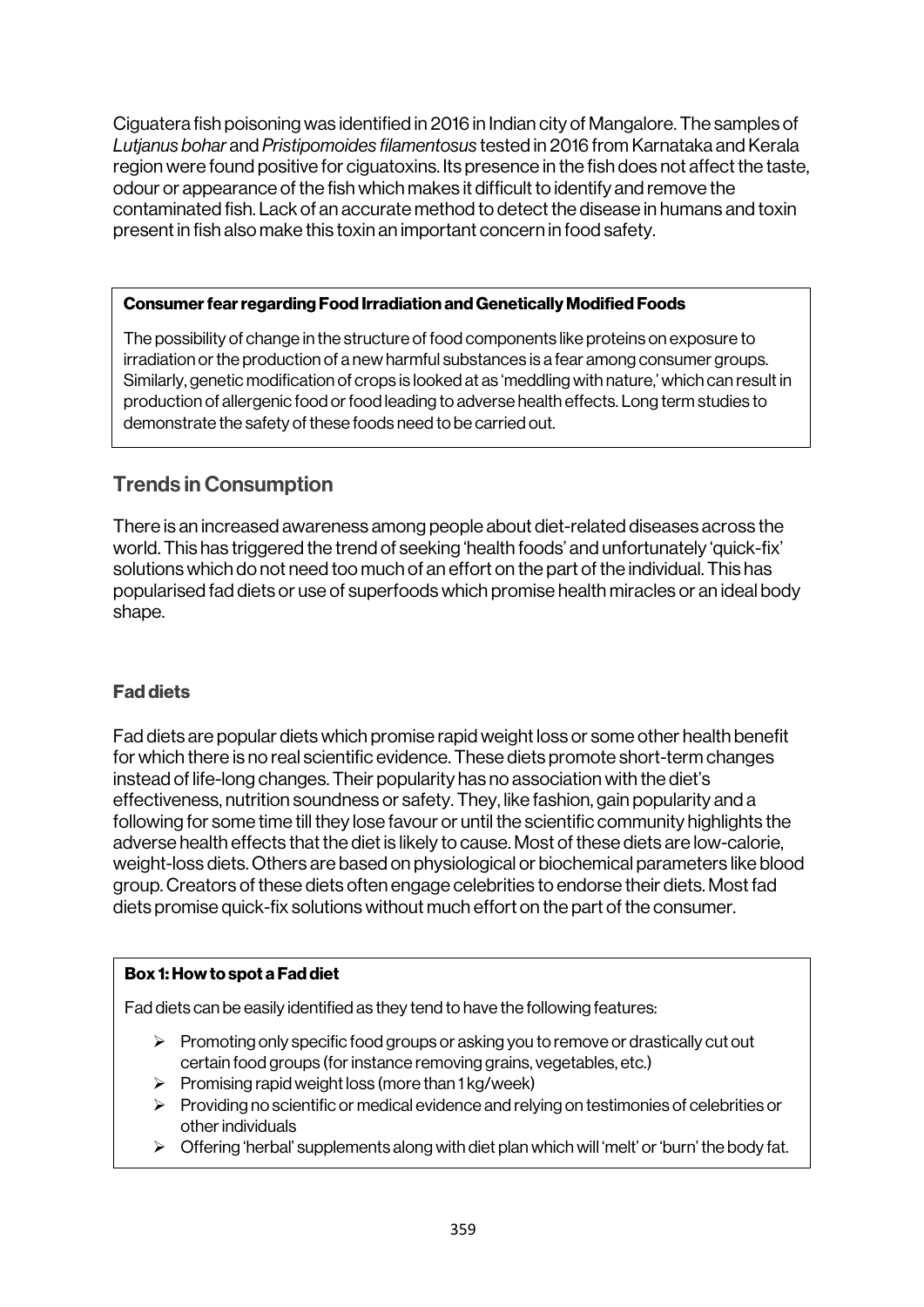Ciguatera fish poisoning was identified in 2016 in Indian city of Mangalore. The samples of *Lutjanus bohar* and *Pristipomoides filamentosus* tested in 2016 from Karnataka and Kerala region were found positive for ciguatoxins. Its presence in the fish does not affect the taste, odour or appearance of the fish which makes it difficult to identify and remove the contaminated fish. Lack of an accurate method to detect the disease in humans and toxin present in fish also make this toxin an important concern in food safety.

> **Consumer fear regarding Food Irradiation and Genetically Modified Foods**
>
> The possibility of change in the structure of food components like proteins on exposure to irradiation or the production of a new harmful substances is a fear among consumer groups. Similarly, genetic modification of crops is looked at as 'meddling with nature,' which can result in production of allergenic food or food leading to adverse health effects. Long term studies to demonstrate the safety of these foods need to be carried out.

## Trends in Consumption

There is an increased awareness among people about diet-related diseases across the world. This has triggered the trend of seeking 'health foods' and unfortunately 'quick-fix' solutions which do not need too much of an effort on the part of the individual. This has popularised fad diets or use of superfoods which promise health miracles or an ideal body shape.

### Fad diets

Fad diets are popular diets which promise rapid weight loss or some other health benefit for which there is no real scientific evidence. These diets promote short-term changes instead of life-long changes. Their popularity has no association with the diet's effectiveness, nutrition soundness or safety. They, like fashion, gain popularity and a following for some time till they lose favour or until the scientific community highlights the adverse health effects that the diet is likely to cause. Most of these diets are low-calorie, weight-loss diets. Others are based on physiological or biochemical parameters like blood group. Creators of these diets often engage celebrities to endorse their diets. Most fad diets promise quick-fix solutions without much effort on the part of the consumer.

> **Box 1: How to spot a Fad diet**
>
> Fad diets can be easily identified as they tend to have the following features:
>
> - Promoting only specific food groups or asking you to remove or drastically cut out certain food groups (for instance removing grains, vegetables, etc.)
> - Promising rapid weight loss (more than 1 kg/week)
> - Providing no scientific or medical evidence and relying on testimonies of celebrities or other individuals
> - Offering 'herbal' supplements along with diet plan which will 'melt' or 'burn' the body fat.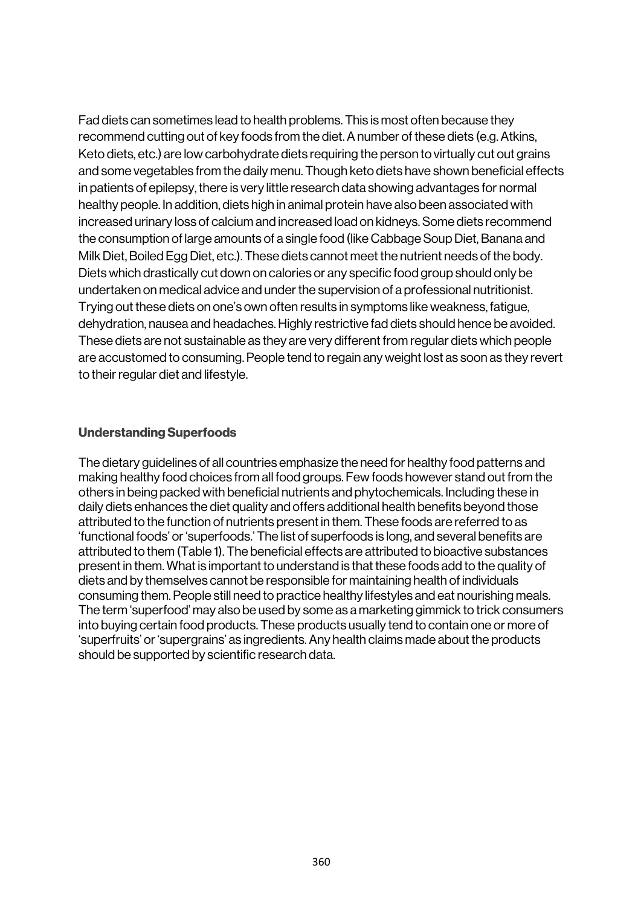Fad diets can sometimes lead to health problems. This is most often because they recommend cutting out of key foods from the diet. A number of these diets (e.g. Atkins, Keto diets, etc.) are low carbohydrate diets requiring the person to virtually cut out grains and some vegetables from the daily menu. Though keto diets have shown beneficial effects in patients of epilepsy, there is very little research data showing advantages for normal healthy people. In addition, diets high in animal protein have also been associated with increased urinary loss of calcium and increased load on kidneys. Some diets recommend the consumption of large amounts of a single food (like Cabbage Soup Diet, Banana and Milk Diet, Boiled Egg Diet, etc.). These diets cannot meet the nutrient needs of the body. Diets which drastically cut down on calories or any specific food group should only be undertaken on medical advice and under the supervision of a professional nutritionist. Trying out these diets on one's own often results in symptoms like weakness, fatigue, dehydration, nausea and headaches. Highly restrictive fad diets should hence be avoided. These diets are not sustainable as they are very different from regular diets which people are accustomed to consuming. People tend to regain any weight lost as soon as they revert to their regular diet and lifestyle.

### Understanding Superfoods

The dietary guidelines of all countries emphasize the need for healthy food patterns and making healthy food choices from all food groups. Few foods however stand out from the others in being packed with beneficial nutrients and phytochemicals. Including these in daily diets enhances the diet quality and offers additional health benefits beyond those attributed to the function of nutrients present in them. These foods are referred to as 'functional foods' or 'superfoods.' The list of superfoods is long, and several benefits are attributed to them (Table 1). The beneficial effects are attributed to bioactive substances present in them. What is important to understand is that these foods add to the quality of diets and by themselves cannot be responsible for maintaining health of individuals consuming them. People still need to practice healthy lifestyles and eat nourishing meals. The term 'superfood' may also be used by some as a marketing gimmick to trick consumers into buying certain food products. These products usually tend to contain one or more of 'superfruits' or 'supergrains' as ingredients. Any health claims made about the products should be supported by scientific research data.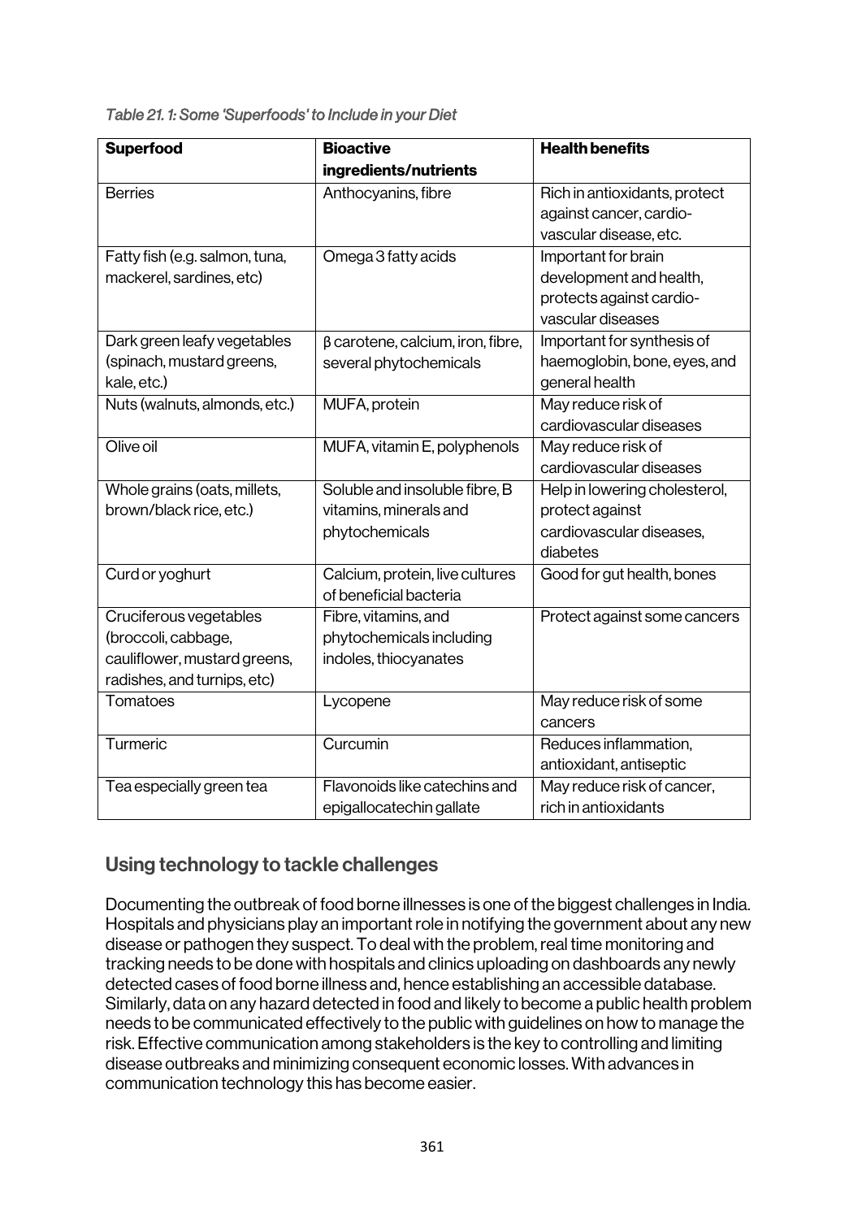*Table 21. 1: Some 'Superfoods' to Include in your Diet*

| **Superfood** | **Bioactive ingredients/nutrients** | **Health benefits** |
|---|---|---|
| Berries | Anthocyanins, fibre | Rich in antioxidants, protect against cancer, cardio-vascular disease, etc. |
| Fatty fish (e.g. salmon, tuna, mackerel, sardines, etc) | Omega 3 fatty acids | Important for brain development and health, protects against cardio-vascular diseases |
| Dark green leafy vegetables (spinach, mustard greens, kale, etc.) | β carotene, calcium, iron, fibre, several phytochemicals | Important for synthesis of haemoglobin, bone, eyes, and general health |
| Nuts (walnuts, almonds, etc.) | MUFA, protein | May reduce risk of cardiovascular diseases |
| Olive oil | MUFA, vitamin E, polyphenols | May reduce risk of cardiovascular diseases |
| Whole grains (oats, millets, brown/black rice, etc.) | Soluble and insoluble fibre, B vitamins, minerals and phytochemicals | Help in lowering cholesterol, protect against cardiovascular diseases, diabetes |
| Curd or yoghurt | Calcium, protein, live cultures of beneficial bacteria | Good for gut health, bones |
| Cruciferous vegetables (broccoli, cabbage, cauliflower, mustard greens, radishes, and turnips, etc) | Fibre, vitamins, and phytochemicals including indoles, thiocyanates | Protect against some cancers |
| Tomatoes | Lycopene | May reduce risk of some cancers |
| Turmeric | Curcumin | Reduces inflammation, antioxidant, antiseptic |
| Tea especially green tea | Flavonoids like catechins and epigallocatechin gallate | May reduce risk of cancer, rich in antioxidants |

## Using technology to tackle challenges

Documenting the outbreak of food borne illnesses is one of the biggest challenges in India. Hospitals and physicians play an important role in notifying the government about any new disease or pathogen they suspect. To deal with the problem, real time monitoring and tracking needs to be done with hospitals and clinics uploading on dashboards any newly detected cases of food borne illness and, hence establishing an accessible database. Similarly, data on any hazard detected in food and likely to become a public health problem needs to be communicated effectively to the public with guidelines on how to manage the risk. Effective communication among stakeholders is the key to controlling and limiting disease outbreaks and minimizing consequent economic losses. With advances in communication technology this has become easier.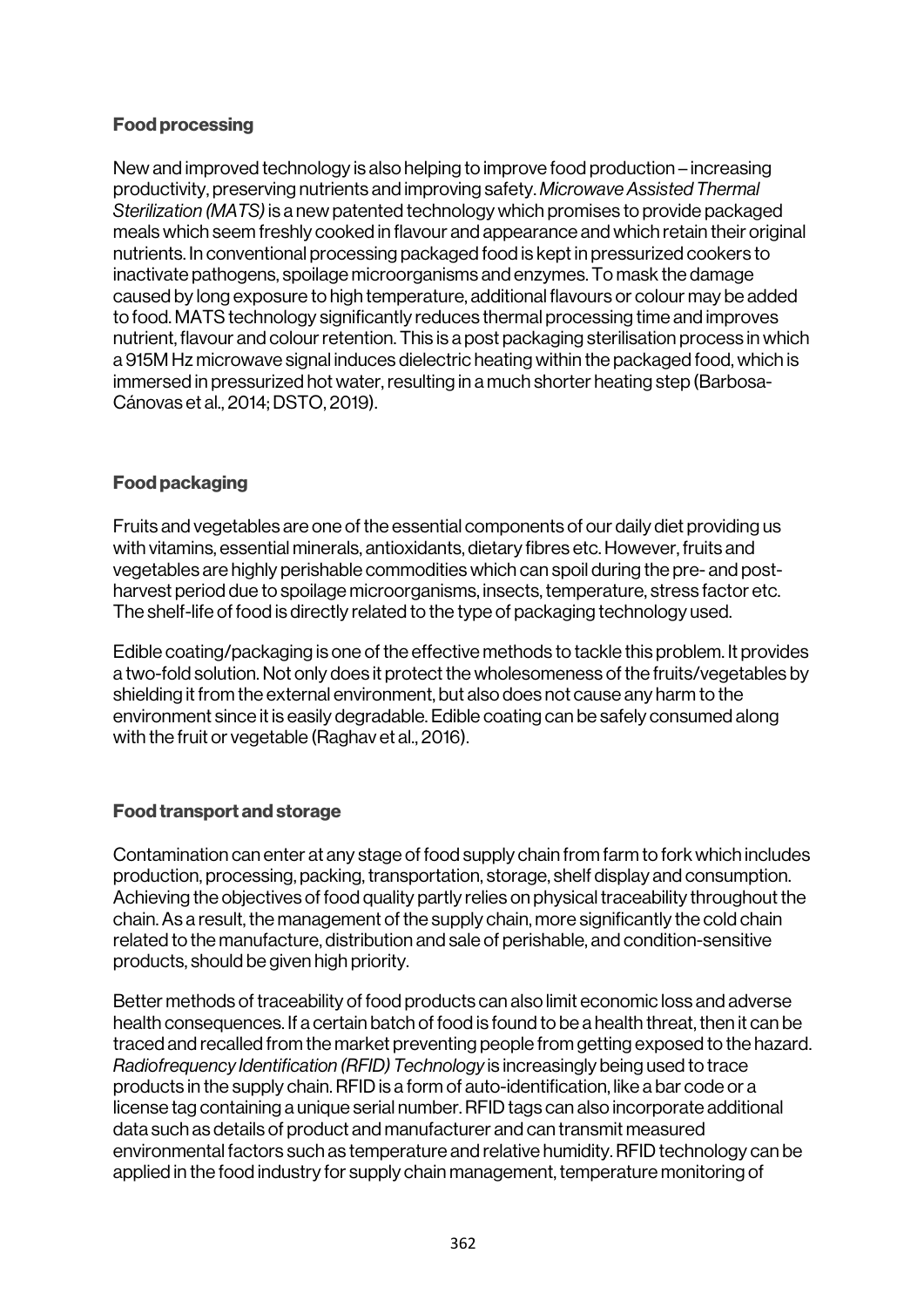### Food processing

New and improved technology is also helping to improve food production – increasing productivity, preserving nutrients and improving safety. *Microwave Assisted Thermal Sterilization (MATS)* is a new patented technology which promises to provide packaged meals which seem freshly cooked in flavour and appearance and which retain their original nutrients. In conventional processing packaged food is kept in pressurized cookers to inactivate pathogens, spoilage microorganisms and enzymes. To mask the damage caused by long exposure to high temperature, additional flavours or colour may be added to food. MATS technology significantly reduces thermal processing time and improves nutrient, flavour and colour retention. This is a post packaging sterilisation process in which a 915M Hz microwave signal induces dielectric heating within the packaged food, which is immersed in pressurized hot water, resulting in a much shorter heating step (Barbosa-Cánovas et al., 2014; DSTO, 2019).

### Food packaging

Fruits and vegetables are one of the essential components of our daily diet providing us with vitamins, essential minerals, antioxidants, dietary fibres etc. However, fruits and vegetables are highly perishable commodities which can spoil during the pre- and post-harvest period due to spoilage microorganisms, insects, temperature, stress factor etc. The shelf-life of food is directly related to the type of packaging technology used.

Edible coating/packaging is one of the effective methods to tackle this problem. It provides a two-fold solution. Not only does it protect the wholesomeness of the fruits/vegetables by shielding it from the external environment, but also does not cause any harm to the environment since it is easily degradable. Edible coating can be safely consumed along with the fruit or vegetable (Raghav et al., 2016).

### Food transport and storage

Contamination can enter at any stage of food supply chain from farm to fork which includes production, processing, packing, transportation, storage, shelf display and consumption. Achieving the objectives of food quality partly relies on physical traceability throughout the chain. As a result, the management of the supply chain, more significantly the cold chain related to the manufacture, distribution and sale of perishable, and condition-sensitive products, should be given high priority.

Better methods of traceability of food products can also limit economic loss and adverse health consequences. If a certain batch of food is found to be a health threat, then it can be traced and recalled from the market preventing people from getting exposed to the hazard. *Radiofrequency Identification (RFID) Technology* is increasingly being used to trace products in the supply chain. RFID is a form of auto-identification, like a bar code or a license tag containing a unique serial number. RFID tags can also incorporate additional data such as details of product and manufacturer and can transmit measured environmental factors such as temperature and relative humidity. RFID technology can be applied in the food industry for supply chain management, temperature monitoring of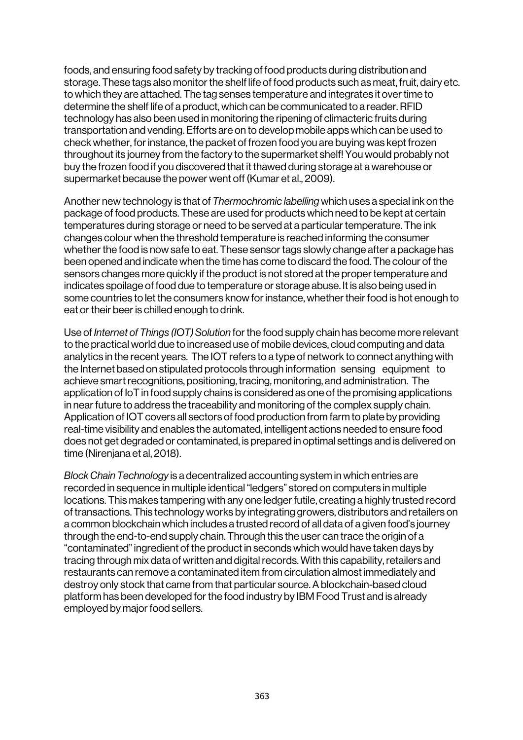foods, and ensuring food safety by tracking of food products during distribution and storage. These tags also monitor the shelf life of food products such as meat, fruit, dairy etc. to which they are attached. The tag senses temperature and integrates it over time to determine the shelf life of a product, which can be communicated to a reader. RFID technology has also been used in monitoring the ripening of climacteric fruits during transportation and vending. Efforts are on to develop mobile apps which can be used to check whether, for instance, the packet of frozen food you are buying was kept frozen throughout its journey from the factory to the supermarket shelf! You would probably not buy the frozen food if you discovered that it thawed during storage at a warehouse or supermarket because the power went off (Kumar et al., 2009).

Another new technology is that of *Thermochromic labelling* which uses a special ink on the package of food products. These are used for products which need to be kept at certain temperatures during storage or need to be served at a particular temperature. The ink changes colour when the threshold temperature is reached informing the consumer whether the food is now safe to eat. These sensor tags slowly change after a package has been opened and indicate when the time has come to discard the food. The colour of the sensors changes more quickly if the product is not stored at the proper temperature and indicates spoilage of food due to temperature or storage abuse. It is also being used in some countries to let the consumers know for instance, whether their food is hot enough to eat or their beer is chilled enough to drink.

Use of *Internet of Things (IOT) Solution* for the food supply chain has become more relevant to the practical world due to increased use of mobile devices, cloud computing and data analytics in the recent years. The IOT refers to a type of network to connect anything with the Internet based on stipulated protocols through information sensing equipment to achieve smart recognitions, positioning, tracing, monitoring, and administration. The application of IoT in food supply chains is considered as one of the promising applications in near future to address the traceability and monitoring of the complex supply chain. Application of IOT covers all sectors of food production from farm to plate by providing real-time visibility and enables the automated, intelligent actions needed to ensure food does not get degraded or contaminated, is prepared in optimal settings and is delivered on time (Nirenjana et al, 2018).

*Block Chain Technology* is a decentralized accounting system in which entries are recorded in sequence in multiple identical "ledgers" stored on computers in multiple locations. This makes tampering with any one ledger futile, creating a highly trusted record of transactions. This technology works by integrating growers, distributors and retailers on a common blockchain which includes a trusted record of all data of a given food's journey through the end-to-end supply chain. Through this the user can trace the origin of a "contaminated" ingredient of the product in seconds which would have taken days by tracing through mix data of written and digital records. With this capability, retailers and restaurants can remove a contaminated item from circulation almost immediately and destroy only stock that came from that particular source. A blockchain-based cloud platform has been developed for the food industry by IBM Food Trust and is already employed by major food sellers.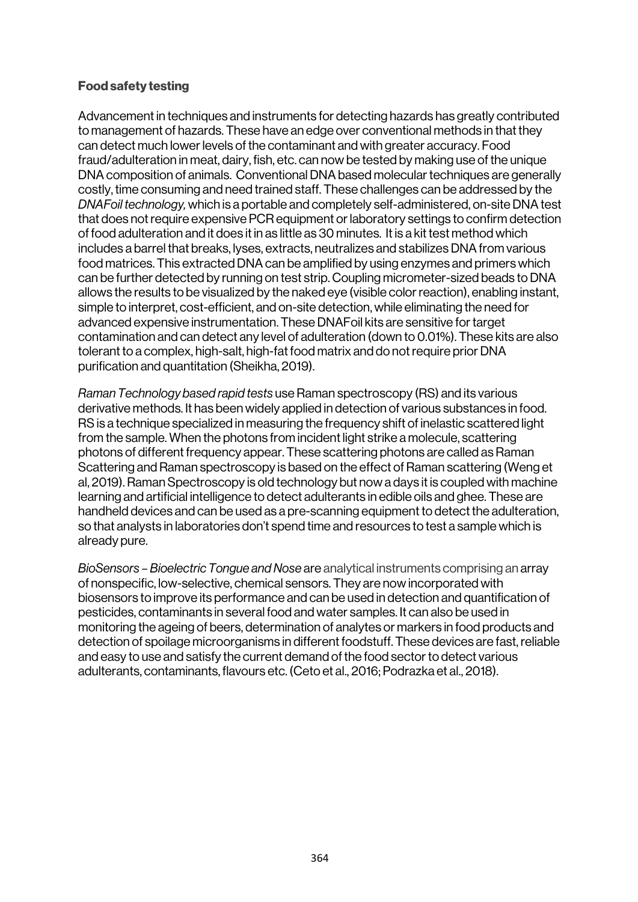**Food safety testing**

Advancement in techniques and instruments for detecting hazards has greatly contributed to management of hazards. These have an edge over conventional methods in that they can detect much lower levels of the contaminant and with greater accuracy. Food fraud/adulteration in meat, dairy, fish, etc. can now be tested by making use of the unique DNA composition of animals. Conventional DNA based molecular techniques are generally costly, time consuming and need trained staff. These challenges can be addressed by the *DNAFoil technology,* which is a portable and completely self-administered, on-site DNA test that does not require expensive PCR equipment or laboratory settings to confirm detection of food adulteration and it does it in as little as 30 minutes. It is a kit test method which includes a barrel that breaks, lyses, extracts, neutralizes and stabilizes DNA from various food matrices. This extracted DNA can be amplified by using enzymes and primers which can be further detected by running on test strip. Coupling micrometer-sized beads to DNA allows the results to be visualized by the naked eye (visible color reaction), enabling instant, simple to interpret, cost-efficient, and on-site detection, while eliminating the need for advanced expensive instrumentation. These DNAFoil kits are sensitive for target contamination and can detect any level of adulteration (down to 0.01%). These kits are also tolerant to a complex, high-salt, high-fat food matrix and do not require prior DNA purification and quantitation (Sheikha, 2019).

*Raman Technology based rapid tests* use Raman spectroscopy (RS) and its various derivative methods. It has been widely applied in detection of various substances in food. RS is a technique specialized in measuring the frequency shift of inelastic scattered light from the sample. When the photons from incident light strike a molecule, scattering photons of different frequency appear. These scattering photons are called as Raman Scattering and Raman spectroscopy is based on the effect of Raman scattering (Weng et al, 2019). Raman Spectroscopy is old technology but now a days it is coupled with machine learning and artificial intelligence to detect adulterants in edible oils and ghee. These are handheld devices and can be used as a pre-scanning equipment to detect the adulteration, so that analysts in laboratories don't spend time and resources to test a sample which is already pure.

*BioSensors – Bioelectric Tongue and Nose* are analytical instruments comprising an array of nonspecific, low-selective, chemical sensors. They are now incorporated with biosensors to improve its performance and can be used in detection and quantification of pesticides, contaminants in several food and water samples. It can also be used in monitoring the ageing of beers, determination of analytes or markers in food products and detection of spoilage microorganisms in different foodstuff. These devices are fast, reliable and easy to use and satisfy the current demand of the food sector to detect various adulterants, contaminants, flavours etc. (Ceto et al., 2016; Podrazka et al., 2018).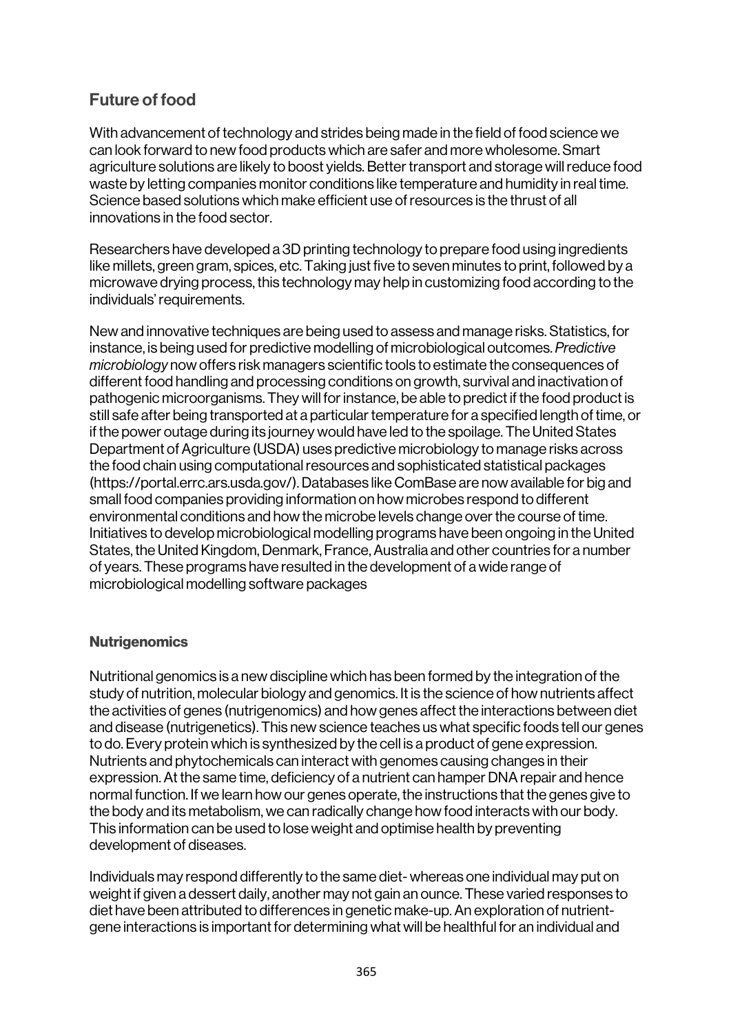## Future of food

With advancement of technology and strides being made in the field of food science we can look forward to new food products which are safer and more wholesome. Smart agriculture solutions are likely to boost yields. Better transport and storage will reduce food waste by letting companies monitor conditions like temperature and humidity in real time. Science based solutions which make efficient use of resources is the thrust of all innovations in the food sector.

Researchers have developed a 3D printing technology to prepare food using ingredients like millets, green gram, spices, etc. Taking just five to seven minutes to print, followed by a microwave drying process, this technology may help in customizing food according to the individuals' requirements.

New and innovative techniques are being used to assess and manage risks. Statistics, for instance, is being used for predictive modelling of microbiological outcomes. *Predictive microbiology* now offers risk managers scientific tools to estimate the consequences of different food handling and processing conditions on growth, survival and inactivation of pathogenic microorganisms. They will for instance, be able to predict if the food product is still safe after being transported at a particular temperature for a specified length of time, or if the power outage during its journey would have led to the spoilage. The United States Department of Agriculture (USDA) uses predictive microbiology to manage risks across the food chain using computational resources and sophisticated statistical packages (https://portal.errc.ars.usda.gov/). Databases like ComBase are now available for big and small food companies providing information on how microbes respond to different environmental conditions and how the microbe levels change over the course of time. Initiatives to develop microbiological modelling programs have been ongoing in the United States, the United Kingdom, Denmark, France, Australia and other countries for a number of years. These programs have resulted in the development of a wide range of microbiological modelling software packages

### Nutrigenomics

Nutritional genomics is a new discipline which has been formed by the integration of the study of nutrition, molecular biology and genomics. It is the science of how nutrients affect the activities of genes (nutrigenomics) and how genes affect the interactions between diet and disease (nutrigenetics). This new science teaches us what specific foods tell our genes to do. Every protein which is synthesized by the cell is a product of gene expression. Nutrients and phytochemicals can interact with genomes causing changes in their expression. At the same time, deficiency of a nutrient can hamper DNA repair and hence normal function. If we learn how our genes operate, the instructions that the genes give to the body and its metabolism, we can radically change how food interacts with our body. This information can be used to lose weight and optimise health by preventing development of diseases.

Individuals may respond differently to the same diet- whereas one individual may put on weight if given a dessert daily, another may not gain an ounce. These varied responses to diet have been attributed to differences in genetic make-up. An exploration of nutrient-gene interactions is important for determining what will be healthful for an individual and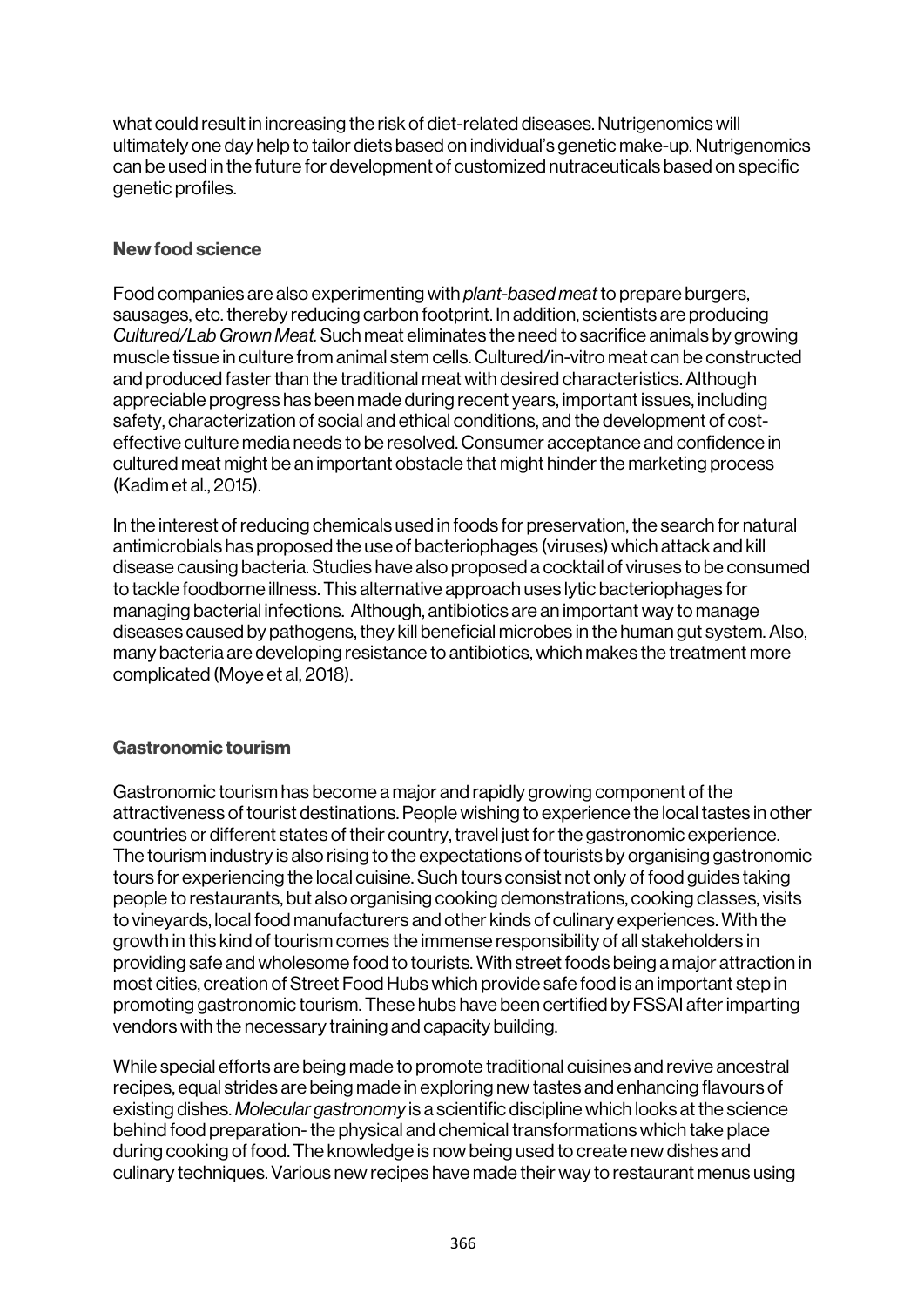what could result in increasing the risk of diet-related diseases. Nutrigenomics will ultimately one day help to tailor diets based on individual's genetic make-up. Nutrigenomics can be used in the future for development of customized nutraceuticals based on specific genetic profiles.

### New food science

Food companies are also experimenting with *plant-based meat* to prepare burgers, sausages, etc. thereby reducing carbon footprint. In addition, scientists are producing *Cultured/Lab Grown Meat.* Such meat eliminates the need to sacrifice animals by growing muscle tissue in culture from animal stem cells. Cultured/in-vitro meat can be constructed and produced faster than the traditional meat with desired characteristics. Although appreciable progress has been made during recent years, important issues, including safety, characterization of social and ethical conditions, and the development of cost-effective culture media needs to be resolved. Consumer acceptance and confidence in cultured meat might be an important obstacle that might hinder the marketing process (Kadim et al., 2015).

In the interest of reducing chemicals used in foods for preservation, the search for natural antimicrobials has proposed the use of bacteriophages (viruses) which attack and kill disease causing bacteria. Studies have also proposed a cocktail of viruses to be consumed to tackle foodborne illness. This alternative approach uses lytic bacteriophages for managing bacterial infections. Although, antibiotics are an important way to manage diseases caused by pathogens, they kill beneficial microbes in the human gut system. Also, many bacteria are developing resistance to antibiotics, which makes the treatment more complicated (Moye et al, 2018).

### Gastronomic tourism

Gastronomic tourism has become a major and rapidly growing component of the attractiveness of tourist destinations. People wishing to experience the local tastes in other countries or different states of their country, travel just for the gastronomic experience. The tourism industry is also rising to the expectations of tourists by organising gastronomic tours for experiencing the local cuisine. Such tours consist not only of food guides taking people to restaurants, but also organising cooking demonstrations, cooking classes, visits to vineyards, local food manufacturers and other kinds of culinary experiences. With the growth in this kind of tourism comes the immense responsibility of all stakeholders in providing safe and wholesome food to tourists. With street foods being a major attraction in most cities, creation of Street Food Hubs which provide safe food is an important step in promoting gastronomic tourism. These hubs have been certified by FSSAI after imparting vendors with the necessary training and capacity building.

While special efforts are being made to promote traditional cuisines and revive ancestral recipes, equal strides are being made in exploring new tastes and enhancing flavours of existing dishes. *Molecular gastronomy* is a scientific discipline which looks at the science behind food preparation- the physical and chemical transformations which take place during cooking of food. The knowledge is now being used to create new dishes and culinary techniques. Various new recipes have made their way to restaurant menus using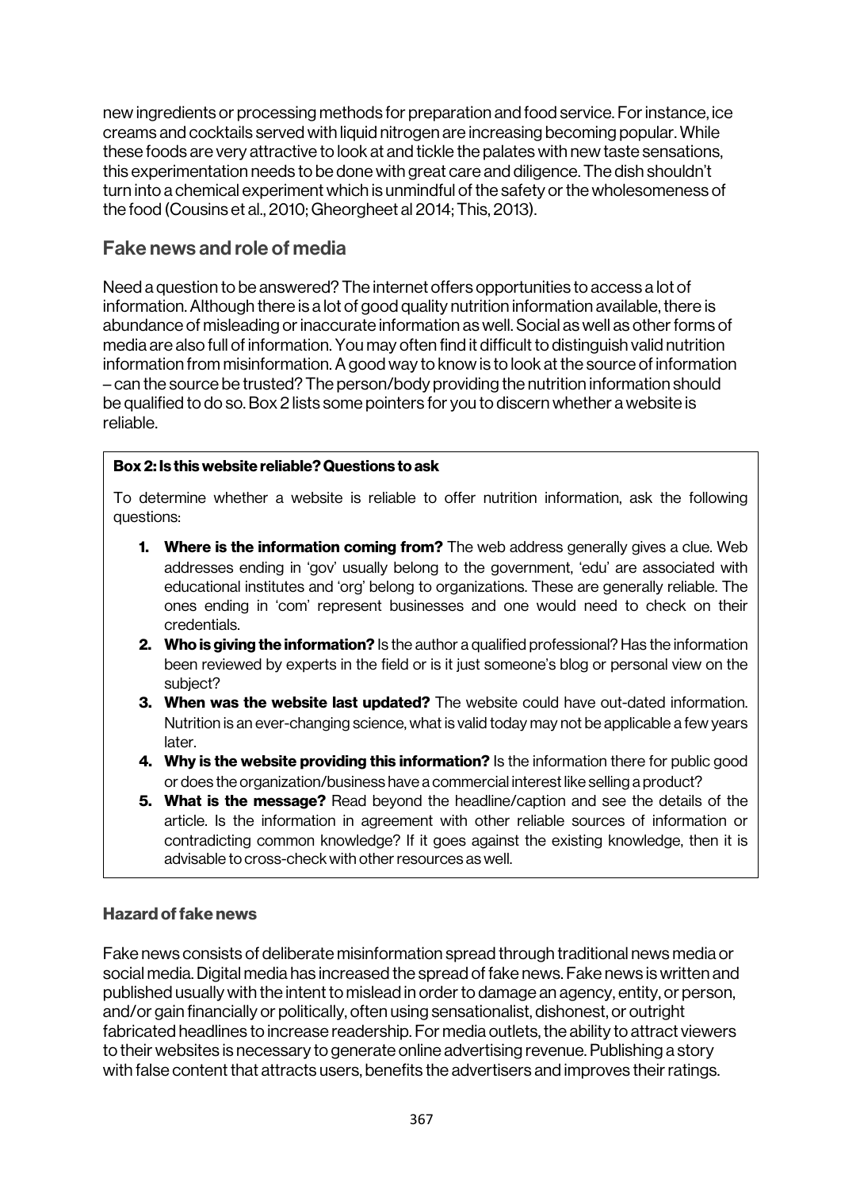new ingredients or processing methods for preparation and food service. For instance, ice creams and cocktails served with liquid nitrogen are increasing becoming popular. While these foods are very attractive to look at and tickle the palates with new taste sensations, this experimentation needs to be done with great care and diligence. The dish shouldn't turn into a chemical experiment which is unmindful of the safety or the wholesomeness of the food (Cousins et al., 2010; Gheorgheet al 2014; This, 2013).

## Fake news and role of media

Need a question to be answered? The internet offers opportunities to access a lot of information. Although there is a lot of good quality nutrition information available, there is abundance of misleading or inaccurate information as well. Social as well as other forms of media are also full of information. You may often find it difficult to distinguish valid nutrition information from misinformation. A good way to know is to look at the source of information – can the source be trusted? The person/body providing the nutrition information should be qualified to do so. Box 2 lists some pointers for you to discern whether a website is reliable.

**Box 2: Is this website reliable? Questions to ask**

To determine whether a website is reliable to offer nutrition information, ask the following questions:

1. **Where is the information coming from?** The web address generally gives a clue. Web addresses ending in 'gov' usually belong to the government, 'edu' are associated with educational institutes and 'org' belong to organizations. These are generally reliable. The ones ending in 'com' represent businesses and one would need to check on their credentials.
2. **Who is giving the information?** Is the author a qualified professional? Has the information been reviewed by experts in the field or is it just someone's blog or personal view on the subject?
3. **When was the website last updated?** The website could have out-dated information. Nutrition is an ever-changing science, what is valid today may not be applicable a few years later.
4. **Why is the website providing this information?** Is the information there for public good or does the organization/business have a commercial interest like selling a product?
5. **What is the message?** Read beyond the headline/caption and see the details of the article. Is the information in agreement with other reliable sources of information or contradicting common knowledge? If it goes against the existing knowledge, then it is advisable to cross-check with other resources as well.

### Hazard of fake news

Fake news consists of deliberate misinformation spread through traditional news media or social media. Digital media has increased the spread of fake news. Fake news is written and published usually with the intent to mislead in order to damage an agency, entity, or person, and/or gain financially or politically, often using sensationalist, dishonest, or outright fabricated headlines to increase readership. For media outlets, the ability to attract viewers to their websites is necessary to generate online advertising revenue. Publishing a story with false content that attracts users, benefits the advertisers and improves their ratings.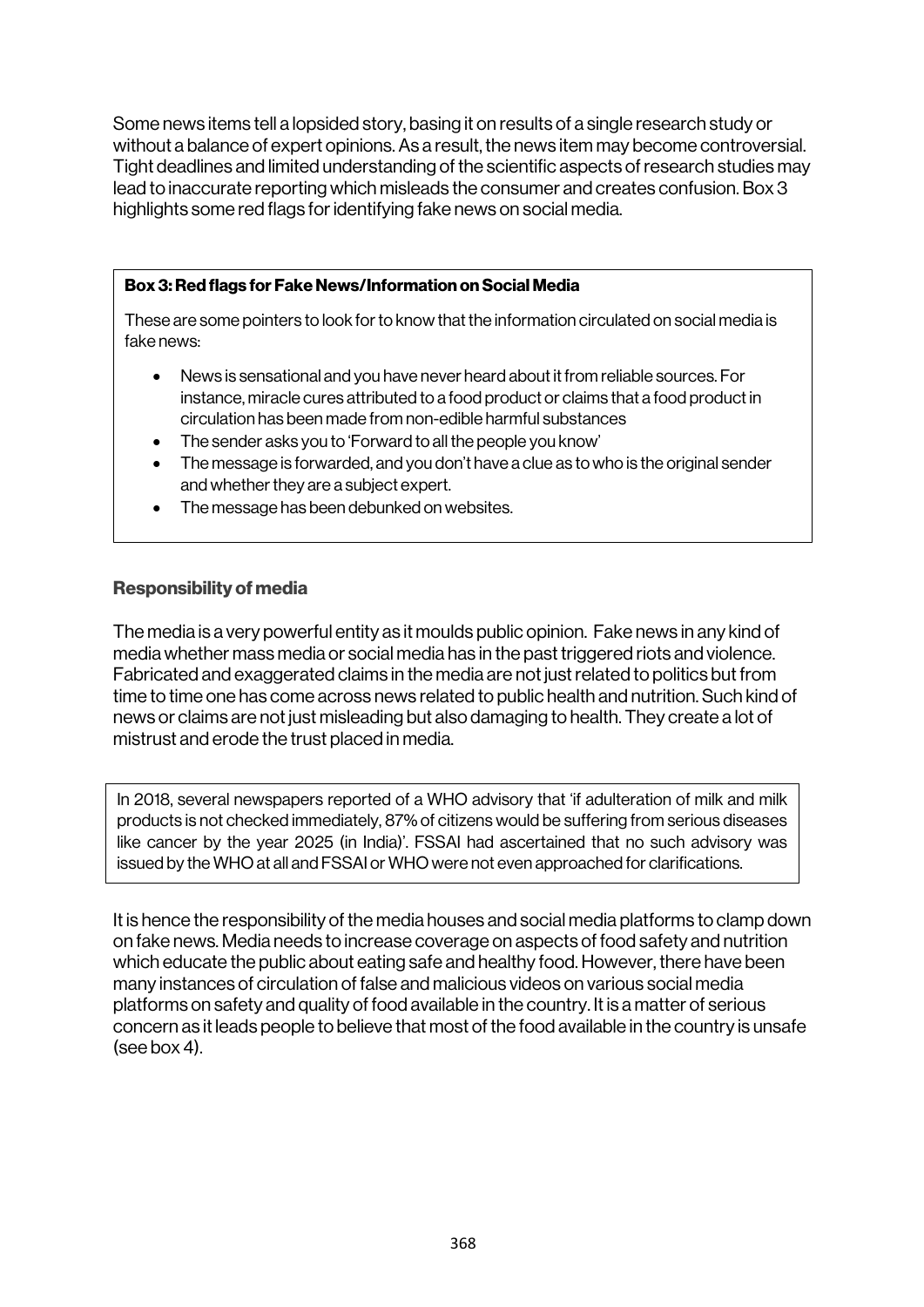Some news items tell a lopsided story, basing it on results of a single research study or without a balance of expert opinions. As a result, the news item may become controversial. Tight deadlines and limited understanding of the scientific aspects of research studies may lead to inaccurate reporting which misleads the consumer and creates confusion. Box 3 highlights some red flags for identifying fake news on social media.

**Box 3: Red flags for Fake News/Information on Social Media**

These are some pointers to look for to know that the information circulated on social media is fake news:

- News is sensational and you have never heard about it from reliable sources. For instance, miracle cures attributed to a food product or claims that a food product in circulation has been made from non-edible harmful substances
- The sender asks you to 'Forward to all the people you know'
- The message is forwarded, and you don't have a clue as to who is the original sender and whether they are a subject expert.
- The message has been debunked on websites.

### Responsibility of media

The media is a very powerful entity as it moulds public opinion. Fake news in any kind of media whether mass media or social media has in the past triggered riots and violence. Fabricated and exaggerated claims in the media are not just related to politics but from time to time one has come across news related to public health and nutrition. Such kind of news or claims are not just misleading but also damaging to health. They create a lot of mistrust and erode the trust placed in media.

In 2018, several newspapers reported of a WHO advisory that 'if adulteration of milk and milk products is not checked immediately, 87% of citizens would be suffering from serious diseases like cancer by the year 2025 (in India)'. FSSAI had ascertained that no such advisory was issued by the WHO at all and FSSAI or WHO were not even approached for clarifications.

It is hence the responsibility of the media houses and social media platforms to clamp down on fake news. Media needs to increase coverage on aspects of food safety and nutrition which educate the public about eating safe and healthy food. However, there have been many instances of circulation of false and malicious videos on various social media platforms on safety and quality of food available in the country. It is a matter of serious concern as it leads people to believe that most of the food available in the country is unsafe (see box 4).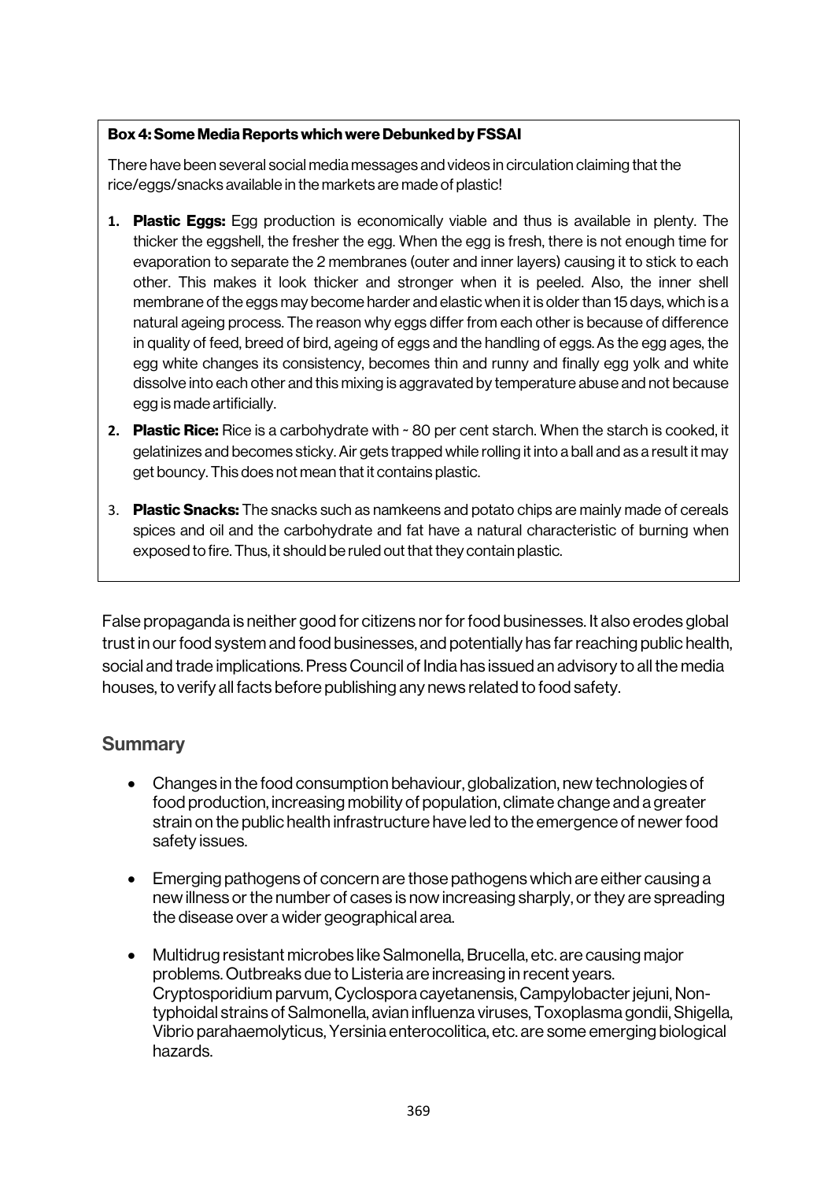**Box 4: Some Media Reports which were Debunked by FSSAI**

There have been several social media messages and videos in circulation claiming that the rice/eggs/snacks available in the markets are made of plastic!

1. **Plastic Eggs:** Egg production is economically viable and thus is available in plenty. The thicker the eggshell, the fresher the egg. When the egg is fresh, there is not enough time for evaporation to separate the 2 membranes (outer and inner layers) causing it to stick to each other. This makes it look thicker and stronger when it is peeled. Also, the inner shell membrane of the eggs may become harder and elastic when it is older than 15 days, which is a natural ageing process. The reason why eggs differ from each other is because of difference in quality of feed, breed of bird, ageing of eggs and the handling of eggs. As the egg ages, the egg white changes its consistency, becomes thin and runny and finally egg yolk and white dissolve into each other and this mixing is aggravated by temperature abuse and not because egg is made artificially.
2. **Plastic Rice:** Rice is a carbohydrate with ~ 80 per cent starch. When the starch is cooked, it gelatinizes and becomes sticky. Air gets trapped while rolling it into a ball and as a result it may get bouncy. This does not mean that it contains plastic.
3. **Plastic Snacks:** The snacks such as namkeens and potato chips are mainly made of cereals spices and oil and the carbohydrate and fat have a natural characteristic of burning when exposed to fire. Thus, it should be ruled out that they contain plastic.

False propaganda is neither good for citizens nor for food businesses. It also erodes global trust in our food system and food businesses, and potentially has far reaching public health, social and trade implications. Press Council of India has issued an advisory to all the media houses, to verify all facts before publishing any news related to food safety.

## Summary

- Changes in the food consumption behaviour, globalization, new technologies of food production, increasing mobility of population, climate change and a greater strain on the public health infrastructure have led to the emergence of newer food safety issues.
- Emerging pathogens of concern are those pathogens which are either causing a new illness or the number of cases is now increasing sharply, or they are spreading the disease over a wider geographical area.
- Multidrug resistant microbes like Salmonella, Brucella, etc. are causing major problems. Outbreaks due to Listeria are increasing in recent years. Cryptosporidium parvum, Cyclospora cayetanensis, Campylobacter jejuni, Non-typhoidal strains of Salmonella, avian influenza viruses, Toxoplasma gondii, Shigella, Vibrio parahaemolyticus, Yersinia enterocolitica, etc. are some emerging biological hazards.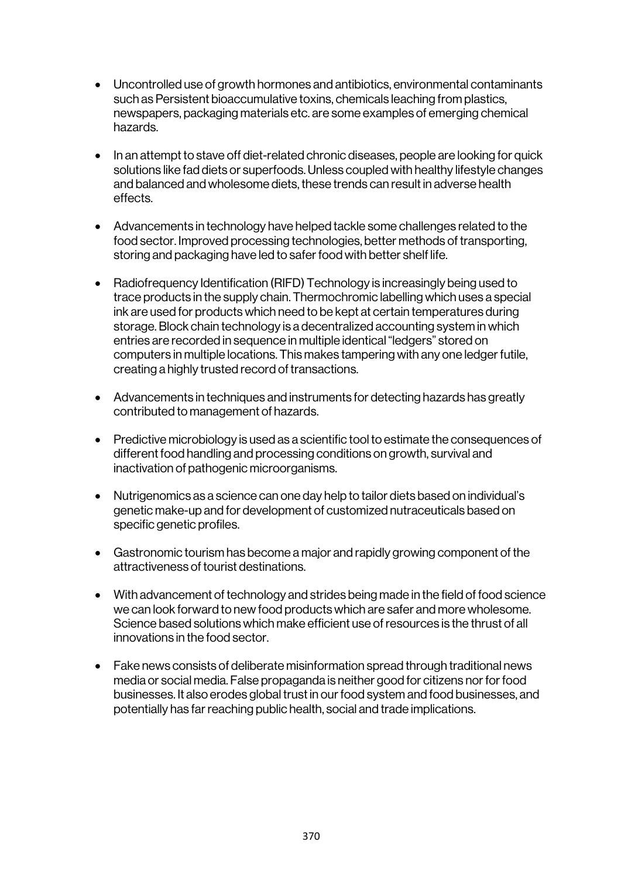- Uncontrolled use of growth hormones and antibiotics, environmental contaminants such as Persistent bioaccumulative toxins, chemicals leaching from plastics, newspapers, packaging materials etc. are some examples of emerging chemical hazards.

- In an attempt to stave off diet-related chronic diseases, people are looking for quick solutions like fad diets or superfoods. Unless coupled with healthy lifestyle changes and balanced and wholesome diets, these trends can result in adverse health effects.

- Advancements in technology have helped tackle some challenges related to the food sector. Improved processing technologies, better methods of transporting, storing and packaging have led to safer food with better shelf life.

- Radiofrequency Identification (RIFD) Technology is increasingly being used to trace products in the supply chain. Thermochromic labelling which uses a special ink are used for products which need to be kept at certain temperatures during storage. Block chain technology is a decentralized accounting system in which entries are recorded in sequence in multiple identical "ledgers" stored on computers in multiple locations. This makes tampering with any one ledger futile, creating a highly trusted record of transactions.

- Advancements in techniques and instruments for detecting hazards has greatly contributed to management of hazards.

- Predictive microbiology is used as a scientific tool to estimate the consequences of different food handling and processing conditions on growth, survival and inactivation of pathogenic microorganisms.

- Nutrigenomics as a science can one day help to tailor diets based on individual's genetic make-up and for development of customized nutraceuticals based on specific genetic profiles.

- Gastronomic tourism has become a major and rapidly growing component of the attractiveness of tourist destinations.

- With advancement of technology and strides being made in the field of food science we can look forward to new food products which are safer and more wholesome. Science based solutions which make efficient use of resources is the thrust of all innovations in the food sector.

- Fake news consists of deliberate misinformation spread through traditional news media or social media. False propaganda is neither good for citizens nor for food businesses. It also erodes global trust in our food system and food businesses, and potentially has far reaching public health, social and trade implications.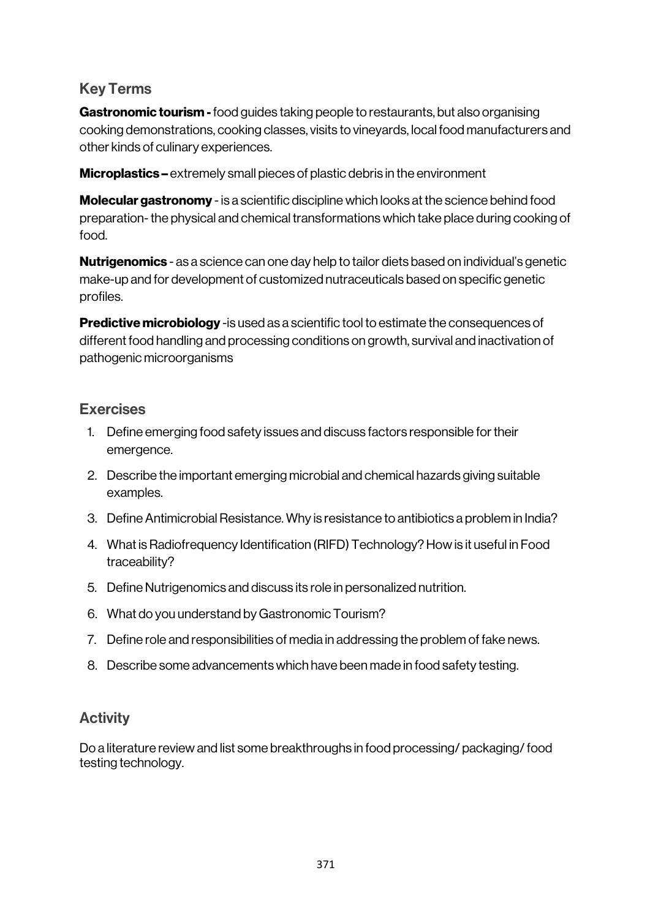## Key Terms

**Gastronomic tourism -** food guides taking people to restaurants, but also organising cooking demonstrations, cooking classes, visits to vineyards, local food manufacturers and other kinds of culinary experiences.

**Microplastics –** extremely small pieces of plastic debris in the environment

**Molecular gastronomy** - is a scientific discipline which looks at the science behind food preparation- the physical and chemical transformations which take place during cooking of food.

**Nutrigenomics** - as a science can one day help to tailor diets based on individual's genetic make-up and for development of customized nutraceuticals based on specific genetic profiles.

**Predictive microbiology** -is used as a scientific tool to estimate the consequences of different food handling and processing conditions on growth, survival and inactivation of pathogenic microorganisms

## Exercises

1. Define emerging food safety issues and discuss factors responsible for their emergence.
2. Describe the important emerging microbial and chemical hazards giving suitable examples.
3. Define Antimicrobial Resistance. Why is resistance to antibiotics a problem in India?
4. What is Radiofrequency Identification (RIFD) Technology? How is it useful in Food traceability?
5. Define Nutrigenomics and discuss its role in personalized nutrition.
6. What do you understand by Gastronomic Tourism?
7. Define role and responsibilities of media in addressing the problem of fake news.
8. Describe some advancements which have been made in food safety testing.

## Activity

Do a literature review and list some breakthroughs in food processing/ packaging/ food testing technology.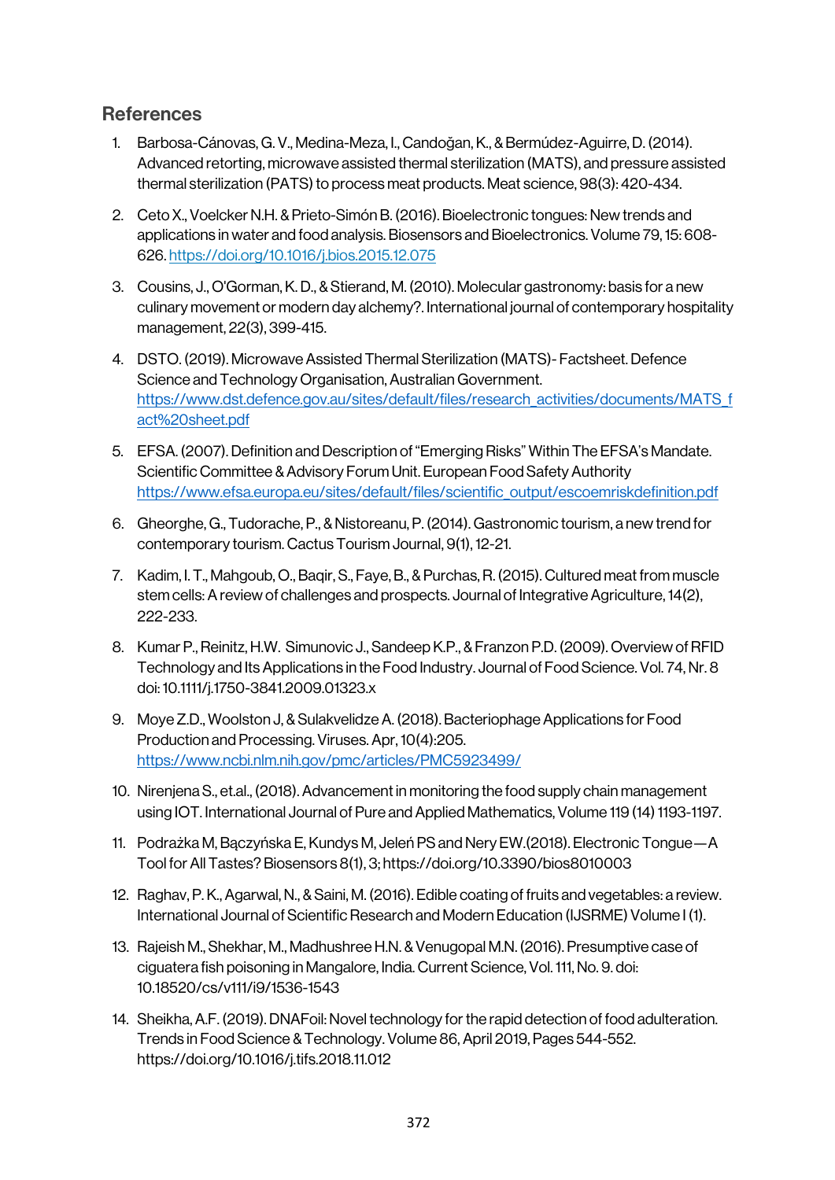## References

1. Barbosa-Cánovas, G. V., Medina-Meza, I., Candoğan, K., & Bermúdez-Aguirre, D. (2014). Advanced retorting, microwave assisted thermal sterilization (MATS), and pressure assisted thermal sterilization (PATS) to process meat products. Meat science, 98(3): 420-434.
2. Ceto X., Voelcker N.H. & Prieto-Simón B. (2016). Bioelectronic tongues: New trends and applications in water and food analysis. Biosensors and Bioelectronics. Volume 79, 15: 608-626. https://doi.org/10.1016/j.bios.2015.12.075
3. Cousins, J., O'Gorman, K. D., & Stierand, M. (2010). Molecular gastronomy: basis for a new culinary movement or modern day alchemy?. International journal of contemporary hospitality management, 22(3), 399-415.
4. DSTO. (2019). Microwave Assisted Thermal Sterilization (MATS)- Factsheet. Defence Science and Technology Organisation, Australian Government. https://www.dst.defence.gov.au/sites/default/files/research_activities/documents/MATS_fact%20sheet.pdf
5. EFSA. (2007). Definition and Description of "Emerging Risks" Within The EFSA's Mandate. Scientific Committee & Advisory Forum Unit. European Food Safety Authority https://www.efsa.europa.eu/sites/default/files/scientific_output/escoemriskdefinition.pdf
6. Gheorghe, G., Tudorache, P., & Nistoreanu, P. (2014). Gastronomic tourism, a new trend for contemporary tourism. Cactus Tourism Journal, 9(1), 12-21.
7. Kadim, I. T., Mahgoub, O., Baqir, S., Faye, B., & Purchas, R. (2015). Cultured meat from muscle stem cells: A review of challenges and prospects. Journal of Integrative Agriculture, 14(2), 222-233.
8. Kumar P., Reinitz, H.W. Simunovic J., Sandeep K.P., & Franzon P.D. (2009). Overview of RFID Technology and Its Applications in the Food Industry. Journal of Food Science. Vol. 74, Nr. 8 doi: 10.1111/j.1750-3841.2009.01323.x
9. Moye Z.D., Woolston J, & Sulakvelidze A. (2018). Bacteriophage Applications for Food Production and Processing. Viruses. Apr, 10(4):205. https://www.ncbi.nlm.nih.gov/pmc/articles/PMC5923499/
10. Nirenjena S., et.al., (2018). Advancement in monitoring the food supply chain management using IOT. International Journal of Pure and Applied Mathematics, Volume 119 (14) 1193-1197.
11. Podrażka M, Bączyńska E, Kundys M, Jeleń PS and Nery EW.(2018). Electronic Tongue—A Tool for All Tastes? Biosensors 8(1), 3; https://doi.org/10.3390/bios8010003
12. Raghav, P. K., Agarwal, N., & Saini, M. (2016). Edible coating of fruits and vegetables: a review. International Journal of Scientific Research and Modern Education (IJSRME) Volume I (1).
13. Rajeish M., Shekhar, M., Madhushree H.N. & Venugopal M.N. (2016). Presumptive case of ciguatera fish poisoning in Mangalore, India. Current Science, Vol. 111, No. 9. doi: 10.18520/cs/v111/i9/1536-1543
14. Sheikha, A.F. (2019). DNAFoil: Novel technology for the rapid detection of food adulteration. Trends in Food Science & Technology. Volume 86, April 2019, Pages 544-552. https://doi.org/10.1016/j.tifs.2018.11.012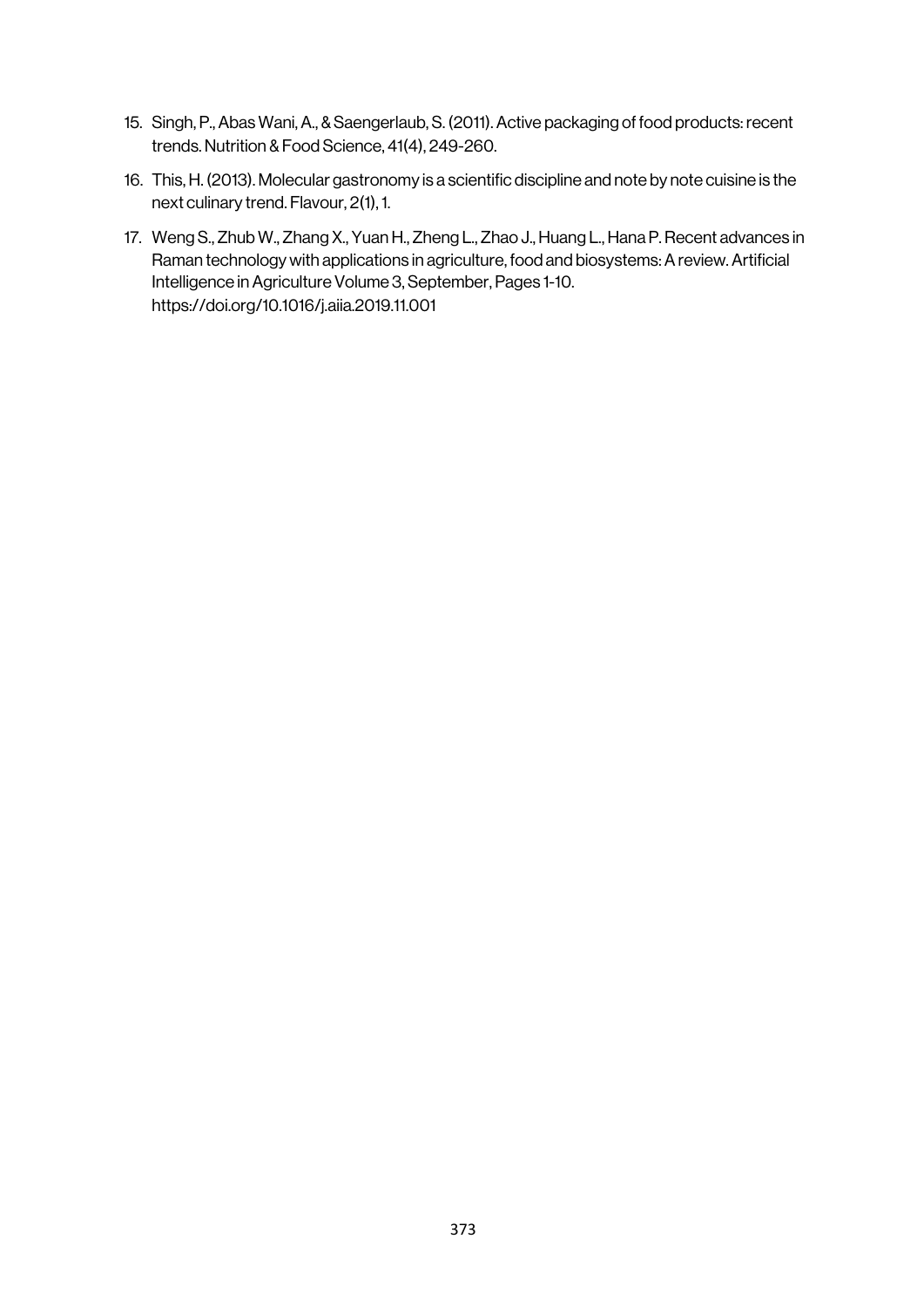15. Singh, P., Abas Wani, A., & Saengerlaub, S. (2011). Active packaging of food products: recent trends. Nutrition & Food Science, 41(4), 249-260.
16. This, H. (2013). Molecular gastronomy is a scientific discipline and note by note cuisine is the next culinary trend. Flavour, 2(1), 1.
17. Weng S., Zhub W., Zhang X., Yuan H., Zheng L., Zhao J., Huang L., Hana P. Recent advances in Raman technology with applications in agriculture, food and biosystems: A review. Artificial Intelligence in Agriculture Volume 3, September, Pages 1-10. https://doi.org/10.1016/j.aiia.2019.11.001